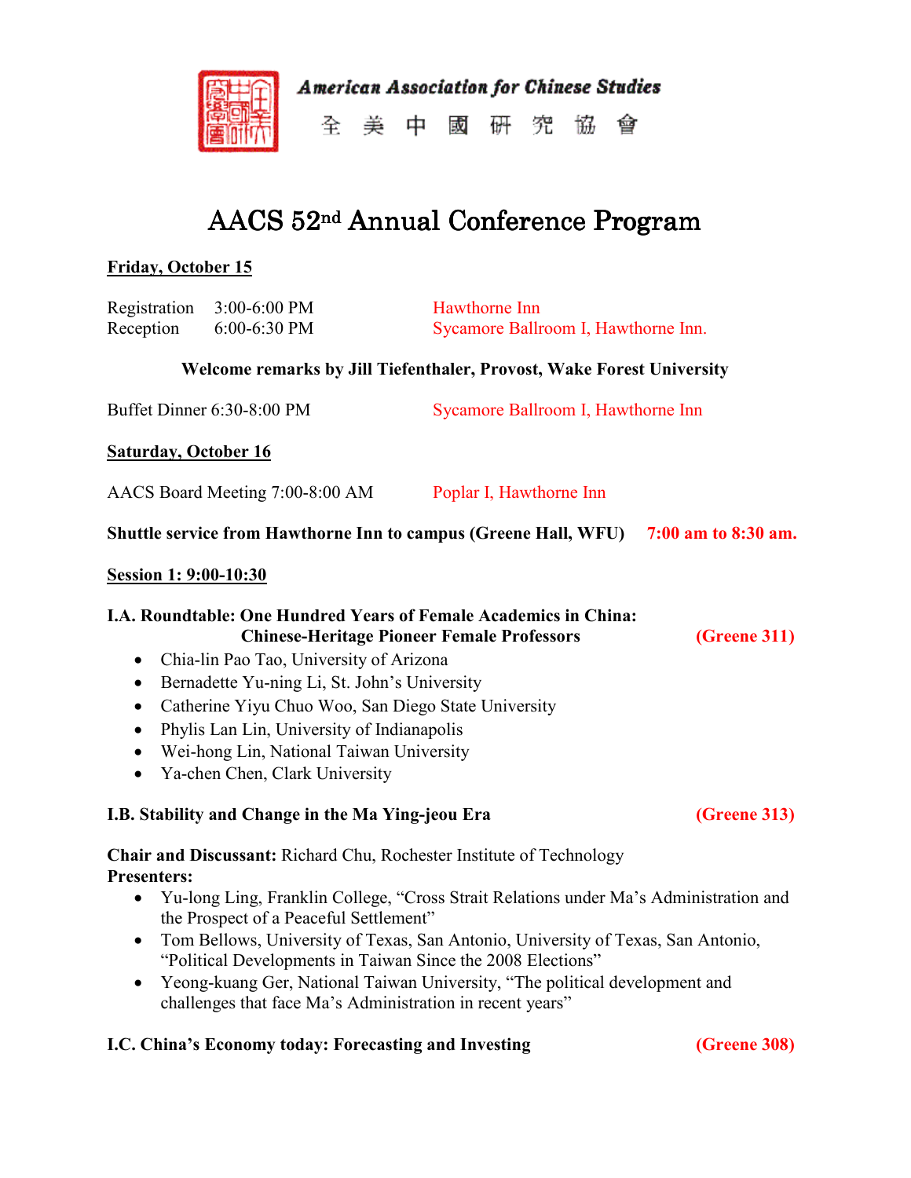American Association for Chinese Studies

全 美 中 國 研 究 協 會

# AACS 52nd Annual Conference Program

**Friday, October 15**

Registration 3:00-6:00 PM — Hawthorne Inn
Reception 6:00-6:30 PM — Sycamore Ballroom I, Hawthorne Inn.

**Welcome remarks by Jill Tiefenthaler, Provost, Wake Forest University**

Buffet Dinner 6:30-8:00 PM — Sycamore Ballroom I, Hawthorne Inn

**Saturday, October 16**

AACS Board Meeting 7:00-8:00 AM — Poplar I, Hawthorne Inn

**Shuttle service from Hawthorne Inn to campus (Greene Hall, WFU) 7:00 am to 8:30 am.**

**Session 1: 9:00-10:30**

**I.A. Roundtable: One Hundred Years of Female Academics in China: Chinese-Heritage Pioneer Female Professors (Greene 311)**

- Chia-lin Pao Tao, University of Arizona
- Bernadette Yu-ning Li, St. John's University
- Catherine Yiyu Chuo Woo, San Diego State University
- Phylis Lan Lin, University of Indianapolis
- Wei-hong Lin, National Taiwan University
- Ya-chen Chen, Clark University

**I.B. Stability and Change in the Ma Ying-jeou Era (Greene 313)**

**Chair and Discussant:** Richard Chu, Rochester Institute of Technology
**Presenters:**

- Yu-long Ling, Franklin College, "Cross Strait Relations under Ma's Administration and the Prospect of a Peaceful Settlement"
- Tom Bellows, University of Texas, San Antonio, University of Texas, San Antonio, "Political Developments in Taiwan Since the 2008 Elections"
- Yeong-kuang Ger, National Taiwan University, "The political development and challenges that face Ma's Administration in recent years"

**I.C. China's Economy today: Forecasting and Investing (Greene 308)**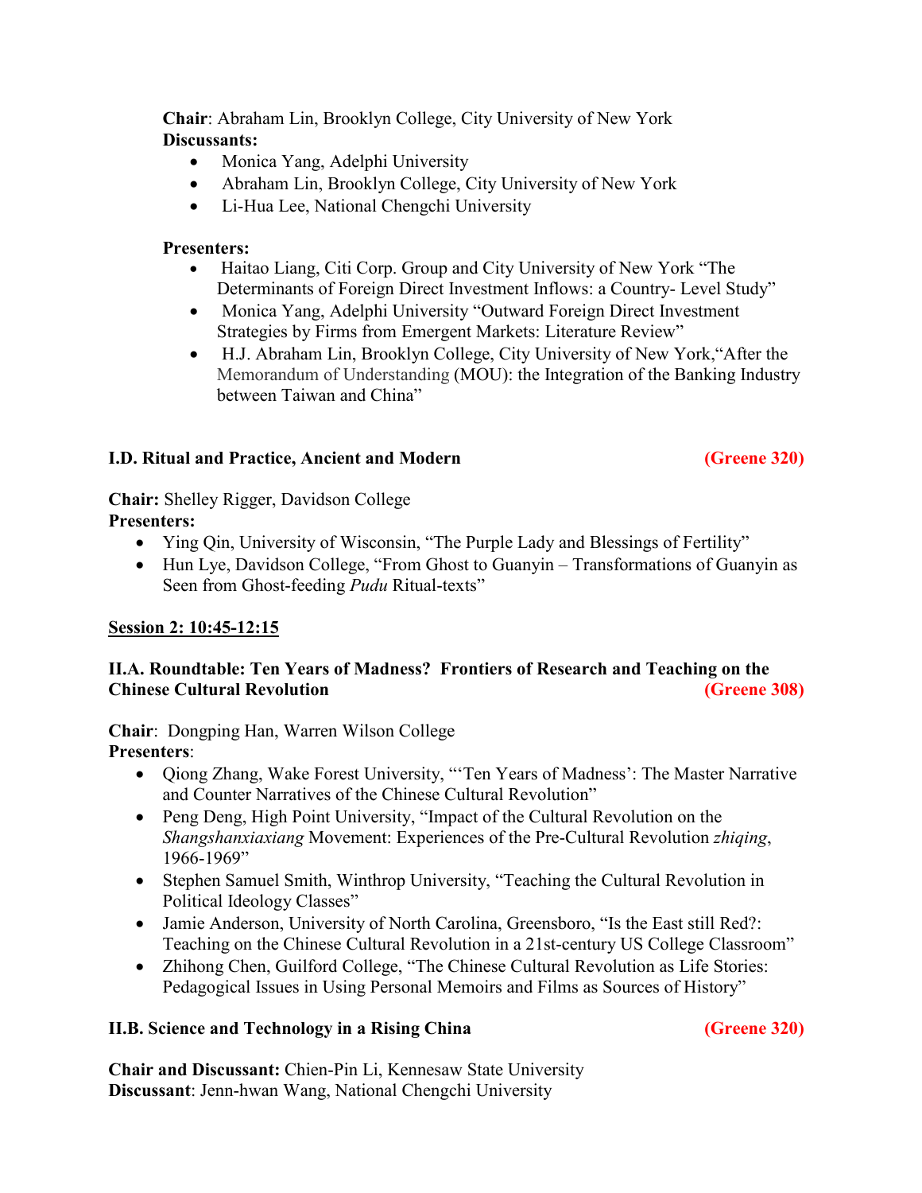**Chair**: Abraham Lin, Brooklyn College, City University of New York
**Discussants:**

- Monica Yang, Adelphi University
- Abraham Lin, Brooklyn College, City University of New York
- Li-Hua Lee, National Chengchi University

**Presenters:**

- Haitao Liang, Citi Corp. Group and City University of New York "The Determinants of Foreign Direct Investment Inflows: a Country- Level Study"
- Monica Yang, Adelphi University "Outward Foreign Direct Investment Strategies by Firms from Emergent Markets: Literature Review"
- H.J. Abraham Lin, Brooklyn College, City University of New York,"After the Memorandum of Understanding (MOU): the Integration of the Banking Industry between Taiwan and China"

**I.D. Ritual and Practice, Ancient and Modern** **(Greene 320)**

**Chair:** Shelley Rigger, Davidson College
**Presenters:**

- Ying Qin, University of Wisconsin, "The Purple Lady and Blessings of Fertility"
- Hun Lye, Davidson College, "From Ghost to Guanyin – Transformations of Guanyin as Seen from Ghost-feeding *Pudu* Ritual-texts"

**Session 2: 10:45-12:15**

**II.A. Roundtable: Ten Years of Madness? Frontiers of Research and Teaching on the Chinese Cultural Revolution** **(Greene 308)**

**Chair**: Dongping Han, Warren Wilson College
**Presenters**:

- Qiong Zhang, Wake Forest University, "'Ten Years of Madness': The Master Narrative and Counter Narratives of the Chinese Cultural Revolution"
- Peng Deng, High Point University, "Impact of the Cultural Revolution on the *Shangshanxiaxiang* Movement: Experiences of the Pre-Cultural Revolution *zhiqing*, 1966-1969"
- Stephen Samuel Smith, Winthrop University, "Teaching the Cultural Revolution in Political Ideology Classes"
- Jamie Anderson, University of North Carolina, Greensboro, "Is the East still Red?: Teaching on the Chinese Cultural Revolution in a 21st-century US College Classroom"
- Zhihong Chen, Guilford College, "The Chinese Cultural Revolution as Life Stories: Pedagogical Issues in Using Personal Memoirs and Films as Sources of History"

**II.B. Science and Technology in a Rising China** **(Greene 320)**

**Chair and Discussant:** Chien-Pin Li, Kennesaw State University
**Discussant**: Jenn-hwan Wang, National Chengchi University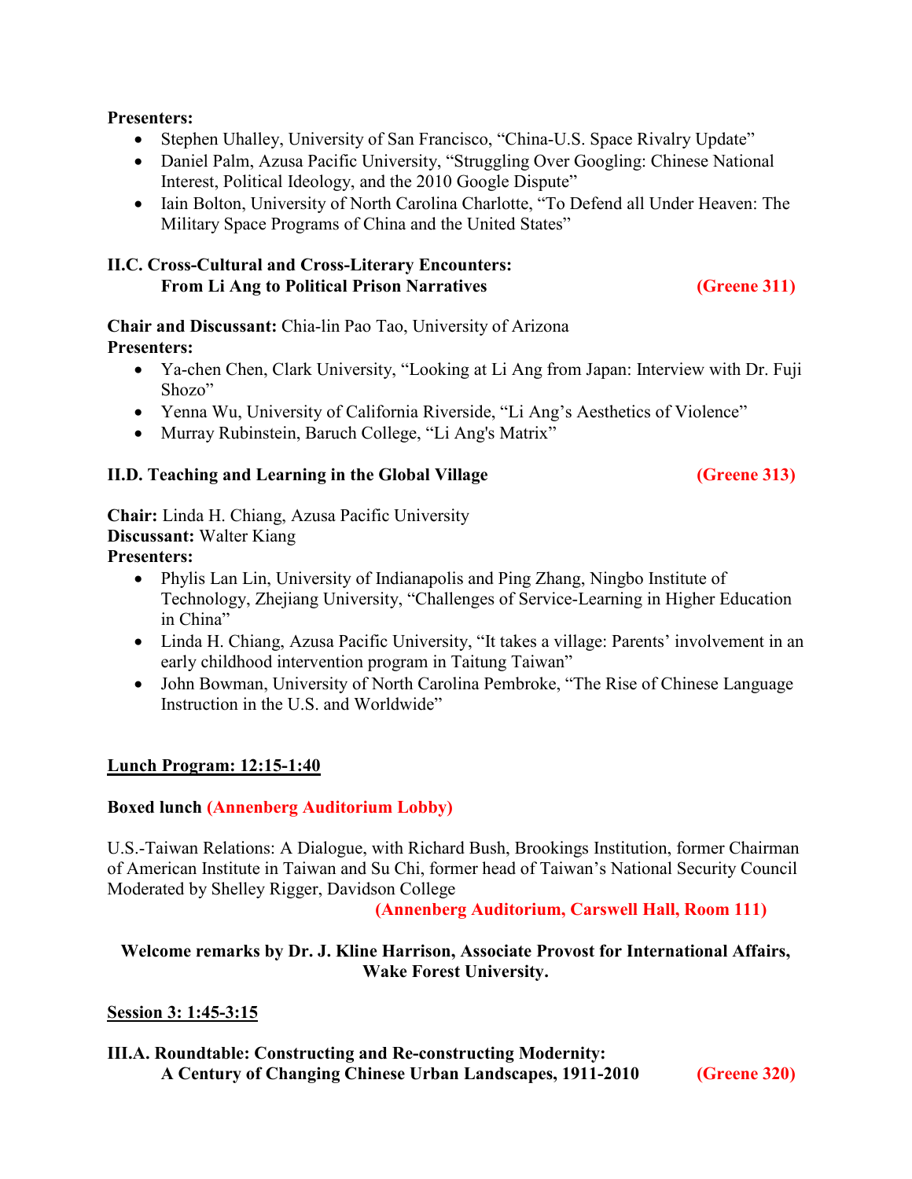**Presenters:**

- Stephen Uhalley, University of San Francisco, “China-U.S. Space Rivalry Update”
- Daniel Palm, Azusa Pacific University, “Struggling Over Googling: Chinese National Interest, Political Ideology, and the 2010 Google Dispute”
- Iain Bolton, University of North Carolina Charlotte, “To Defend all Under Heaven: The Military Space Programs of China and the United States”

**II.C. Cross-Cultural and Cross-Literary Encounters: From Li Ang to Political Prison Narratives** **(Greene 311)**

**Chair and Discussant:** Chia-lin Pao Tao, University of Arizona

**Presenters:**

- Ya-chen Chen, Clark University, “Looking at Li Ang from Japan: Interview with Dr. Fuji Shozo”
- Yenna Wu, University of California Riverside, “Li Ang’s Aesthetics of Violence”
- Murray Rubinstein, Baruch College, “Li Ang's Matrix”

**II.D. Teaching and Learning in the Global Village** **(Greene 313)**

**Chair:** Linda H. Chiang, Azusa Pacific University

**Discussant:** Walter Kiang

**Presenters:**

- Phylis Lan Lin, University of Indianapolis and Ping Zhang, Ningbo Institute of Technology, Zhejiang University, “Challenges of Service-Learning in Higher Education in China”
- Linda H. Chiang, Azusa Pacific University, “It takes a village: Parents’ involvement in an early childhood intervention program in Taitung Taiwan”
- John Bowman, University of North Carolina Pembroke, “The Rise of Chinese Language Instruction in the U.S. and Worldwide”

**Lunch Program: 12:15-1:40**

**Boxed lunch** **(Annenberg Auditorium Lobby)**

U.S.-Taiwan Relations: A Dialogue, with Richard Bush, Brookings Institution, former Chairman of American Institute in Taiwan and Su Chi, former head of Taiwan’s National Security Council Moderated by Shelley Rigger, Davidson College

**(Annenberg Auditorium, Carswell Hall, Room 111)**

**Welcome remarks by Dr. J. Kline Harrison, Associate Provost for International Affairs, Wake Forest University.**

**Session 3: 1:45-3:15**

**III.A. Roundtable: Constructing and Re-constructing Modernity: A Century of Changing Chinese Urban Landscapes, 1911-2010** **(Greene 320)**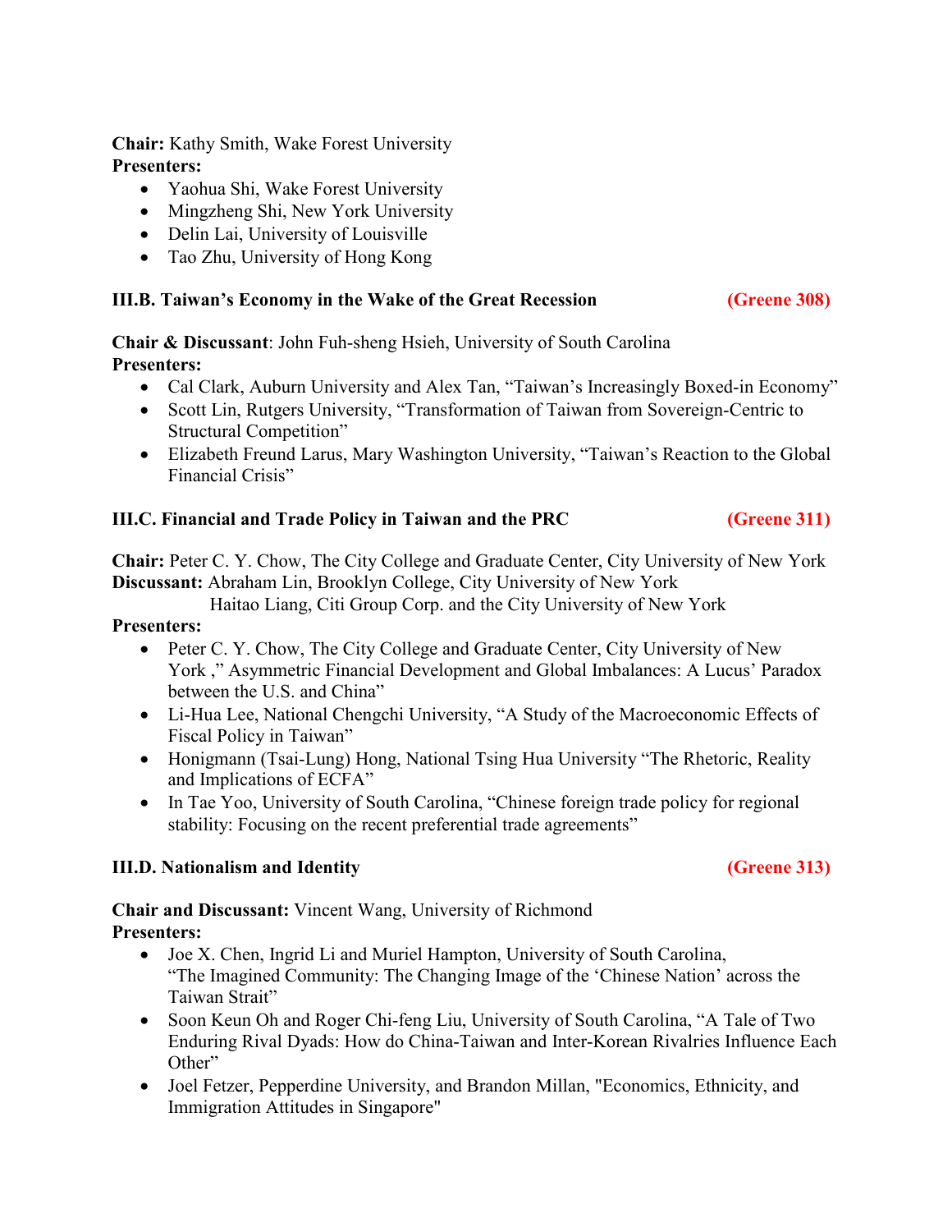**Chair:** Kathy Smith, Wake Forest University
**Presenters:**

- Yaohua Shi, Wake Forest University
- Mingzheng Shi, New York University
- Delin Lai, University of Louisville
- Tao Zhu, University of Hong Kong

### III.B. Taiwan's Economy in the Wake of the Great Recession (Greene 308)

**Chair & Discussant**: John Fuh-sheng Hsieh, University of South Carolina
**Presenters:**

- Cal Clark, Auburn University and Alex Tan, "Taiwan's Increasingly Boxed-in Economy"
- Scott Lin, Rutgers University, "Transformation of Taiwan from Sovereign-Centric to Structural Competition"
- Elizabeth Freund Larus, Mary Washington University, "Taiwan's Reaction to the Global Financial Crisis"

### III.C. Financial and Trade Policy in Taiwan and the PRC (Greene 311)

**Chair:** Peter C. Y. Chow, The City College and Graduate Center, City University of New York
**Discussant:** Abraham Lin, Brooklyn College, City University of New York
Haitao Liang, Citi Group Corp. and the City University of New York
**Presenters:**

- Peter C. Y. Chow, The City College and Graduate Center, City University of New York ," Asymmetric Financial Development and Global Imbalances: A Lucus' Paradox between the U.S. and China"
- Li-Hua Lee, National Chengchi University, "A Study of the Macroeconomic Effects of Fiscal Policy in Taiwan"
- Honigmann (Tsai-Lung) Hong, National Tsing Hua University "The Rhetoric, Reality and Implications of ECFA"
- In Tae Yoo, University of South Carolina, "Chinese foreign trade policy for regional stability: Focusing on the recent preferential trade agreements"

### III.D. Nationalism and Identity (Greene 313)

**Chair and Discussant:** Vincent Wang, University of Richmond
**Presenters:**

- Joe X. Chen, Ingrid Li and Muriel Hampton, University of South Carolina, "The Imagined Community: The Changing Image of the 'Chinese Nation' across the Taiwan Strait"
- Soon Keun Oh and Roger Chi-feng Liu, University of South Carolina, "A Tale of Two Enduring Rival Dyads: How do China-Taiwan and Inter-Korean Rivalries Influence Each Other"
- Joel Fetzer, Pepperdine University, and Brandon Millan, "Economics, Ethnicity, and Immigration Attitudes in Singapore"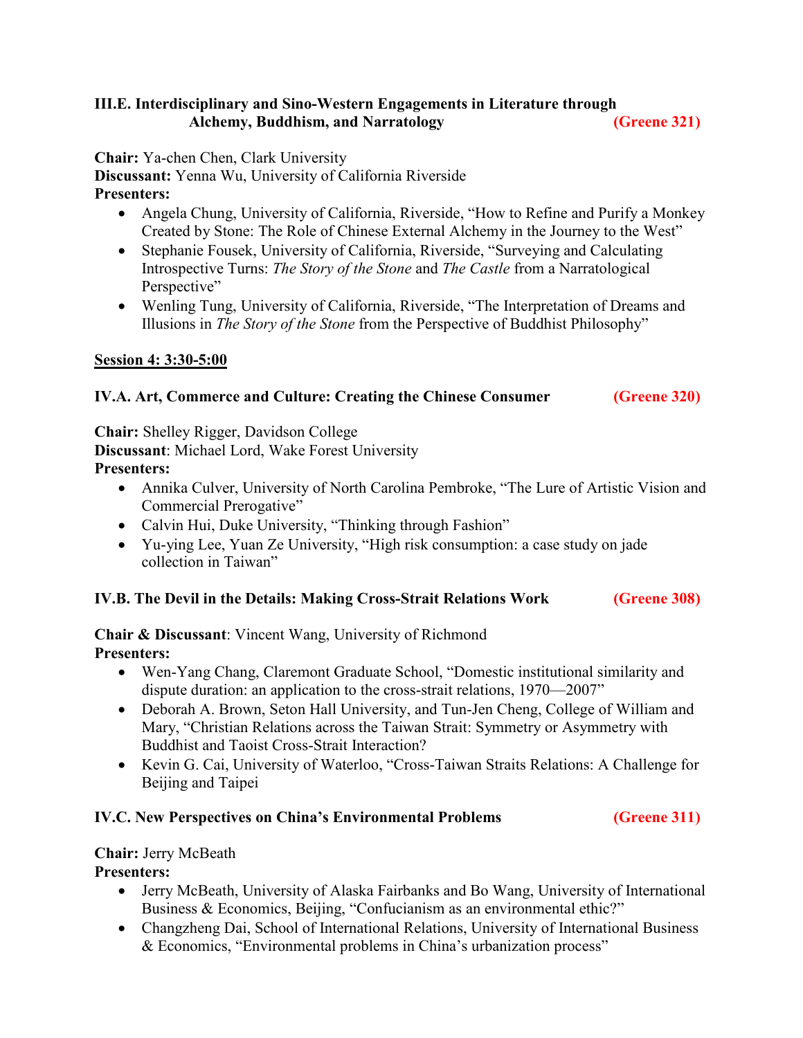### III.E. Interdisciplinary and Sino-Western Engagements in Literature through Alchemy, Buddhism, and Narratology (Greene 321)

**Chair:** Ya-chen Chen, Clark University
**Discussant:** Yenna Wu, University of California Riverside
**Presenters:**

- Angela Chung, University of California, Riverside, "How to Refine and Purify a Monkey Created by Stone: The Role of Chinese External Alchemy in the Journey to the West"
- Stephanie Fousek, University of California, Riverside, "Surveying and Calculating Introspective Turns: *The Story of the Stone* and *The Castle* from a Narratological Perspective"
- Wenling Tung, University of California, Riverside, "The Interpretation of Dreams and Illusions in *The Story of the Stone* from the Perspective of Buddhist Philosophy"

## Session 4: 3:30-5:00

### IV.A. Art, Commerce and Culture: Creating the Chinese Consumer (Greene 320)

**Chair:** Shelley Rigger, Davidson College
**Discussant**: Michael Lord, Wake Forest University
**Presenters:**

- Annika Culver, University of North Carolina Pembroke, "The Lure of Artistic Vision and Commercial Prerogative"
- Calvin Hui, Duke University, "Thinking through Fashion"
- Yu-ying Lee, Yuan Ze University, "High risk consumption: a case study on jade collection in Taiwan"

### IV.B. The Devil in the Details: Making Cross-Strait Relations Work (Greene 308)

**Chair & Discussant**: Vincent Wang, University of Richmond
**Presenters:**

- Wen-Yang Chang, Claremont Graduate School, "Domestic institutional similarity and dispute duration: an application to the cross-strait relations, 1970—2007"
- Deborah A. Brown, Seton Hall University, and Tun-Jen Cheng, College of William and Mary, "Christian Relations across the Taiwan Strait: Symmetry or Asymmetry with Buddhist and Taoist Cross-Strait Interaction?
- Kevin G. Cai, University of Waterloo, "Cross-Taiwan Straits Relations: A Challenge for Beijing and Taipei

### IV.C. New Perspectives on China's Environmental Problems (Greene 311)

**Chair:** Jerry McBeath
**Presenters:**

- Jerry McBeath, University of Alaska Fairbanks and Bo Wang, University of International Business & Economics, Beijing, "Confucianism as an environmental ethic?"
- Changzheng Dai, School of International Relations, University of International Business & Economics, "Environmental problems in China's urbanization process"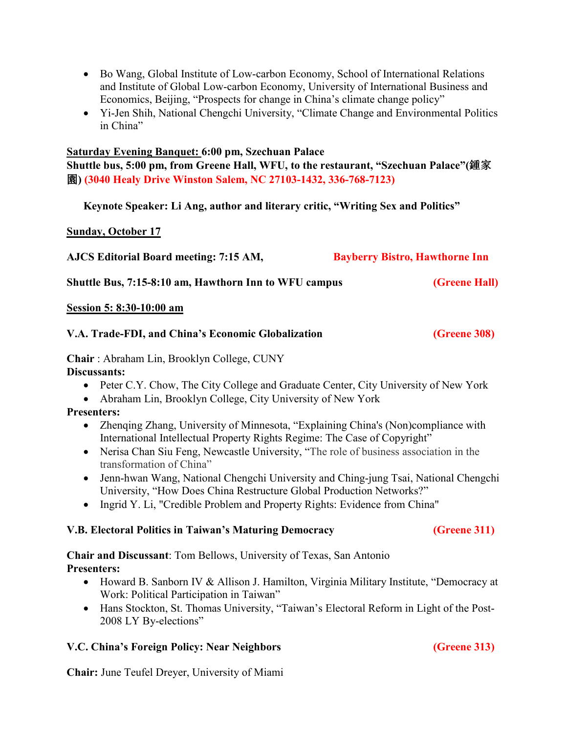- Bo Wang, Global Institute of Low-carbon Economy, School of International Relations and Institute of Global Low-carbon Economy, University of International Business and Economics, Beijing, "Prospects for change in China's climate change policy"
- Yi-Jen Shih, National Chengchi University, "Climate Change and Environmental Politics in China"

**Saturday Evening Banquet: 6:00 pm, Szechuan Palace**
**Shuttle bus, 5:00 pm, from Greene Hall, WFU, to the restaurant, "Szechuan Palace"(鍾家園) (3040 Healy Drive Winston Salem, NC 27103-1432, 336-768-7123)**

**Keynote Speaker: Li Ang, author and literary critic, "Writing Sex and Politics"**

**Sunday, October 17**

**AJCS Editorial Board meeting: 7:15 AM, Bayberry Bistro, Hawthorne Inn**

**Shuttle Bus, 7:15-8:10 am, Hawthorn Inn to WFU campus (Greene Hall)**

**Session 5: 8:30-10:00 am**

**V.A. Trade-FDI, and China's Economic Globalization (Greene 308)**

**Chair** : Abraham Lin, Brooklyn College, CUNY
**Discussants:**

- Peter C.Y. Chow, The City College and Graduate Center, City University of New York
- Abraham Lin, Brooklyn College, City University of New York

**Presenters:**

- Zhenqing Zhang, University of Minnesota, "Explaining China's (Non)compliance with International Intellectual Property Rights Regime: The Case of Copyright"
- Nerisa Chan Siu Feng, Newcastle University, "The role of business association in the transformation of China"
- Jenn-hwan Wang, National Chengchi University and Ching-jung Tsai, National Chengchi University, "How Does China Restructure Global Production Networks?"
- Ingrid Y. Li, "Credible Problem and Property Rights: Evidence from China"

**V.B. Electoral Politics in Taiwan's Maturing Democracy (Greene 311)**

**Chair and Discussant**: Tom Bellows, University of Texas, San Antonio
**Presenters:**

- Howard B. Sanborn IV & Allison J. Hamilton, Virginia Military Institute, "Democracy at Work: Political Participation in Taiwan"
- Hans Stockton, St. Thomas University, "Taiwan's Electoral Reform in Light of the Post-2008 LY By-elections"

**V.C. China's Foreign Policy: Near Neighbors (Greene 313)**

**Chair:** June Teufel Dreyer, University of Miami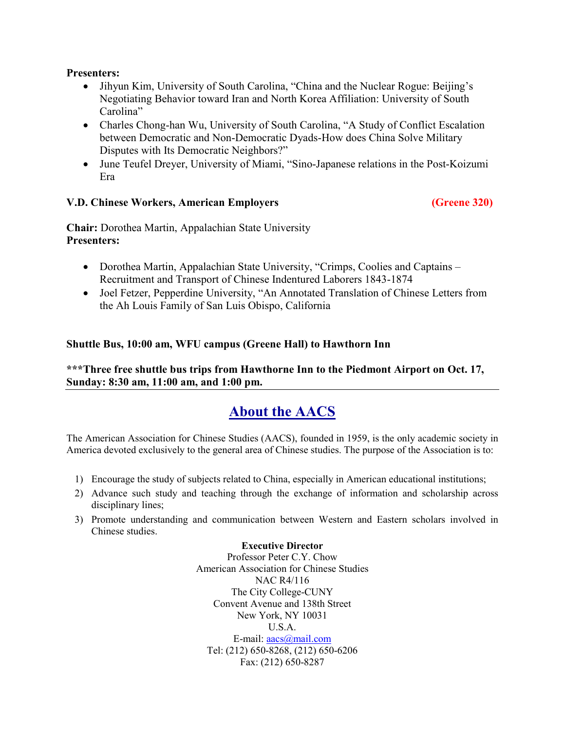**Presenters:**

- Jihyun Kim, University of South Carolina, "China and the Nuclear Rogue: Beijing's Negotiating Behavior toward Iran and North Korea Affiliation: University of South Carolina"
- Charles Chong-han Wu, University of South Carolina, "A Study of Conflict Escalation between Democratic and Non-Democratic Dyads-How does China Solve Military Disputes with Its Democratic Neighbors?"
- June Teufel Dreyer, University of Miami, "Sino-Japanese relations in the Post-Koizumi Era

**V.D. Chinese Workers, American Employers** **(Greene 320)**

**Chair:** Dorothea Martin, Appalachian State University
**Presenters:**

- Dorothea Martin, Appalachian State University, "Crimps, Coolies and Captains – Recruitment and Transport of Chinese Indentured Laborers 1843-1874
- Joel Fetzer, Pepperdine University, "An Annotated Translation of Chinese Letters from the Ah Louis Family of San Luis Obispo, California

**Shuttle Bus, 10:00 am, WFU campus (Greene Hall) to Hawthorn Inn**

**\*\*\*Three free shuttle bus trips from Hawthorne Inn to the Piedmont Airport on Oct. 17, Sunday: 8:30 am, 11:00 am, and 1:00 pm.**

---

## About the AACS

The American Association for Chinese Studies (AACS), founded in 1959, is the only academic society in America devoted exclusively to the general area of Chinese studies. The purpose of the Association is to:

1) Encourage the study of subjects related to China, especially in American educational institutions;
2) Advance such study and teaching through the exchange of information and scholarship across disciplinary lines;
3) Promote understanding and communication between Western and Eastern scholars involved in Chinese studies.

**Executive Director**
Professor Peter C.Y. Chow
American Association for Chinese Studies
NAC R4/116
The City College-CUNY
Convent Avenue and 138th Street
New York, NY 10031
U.S.A.
E-mail: aacs@mail.com
Tel: (212) 650-8268, (212) 650-6206
Fax: (212) 650-8287